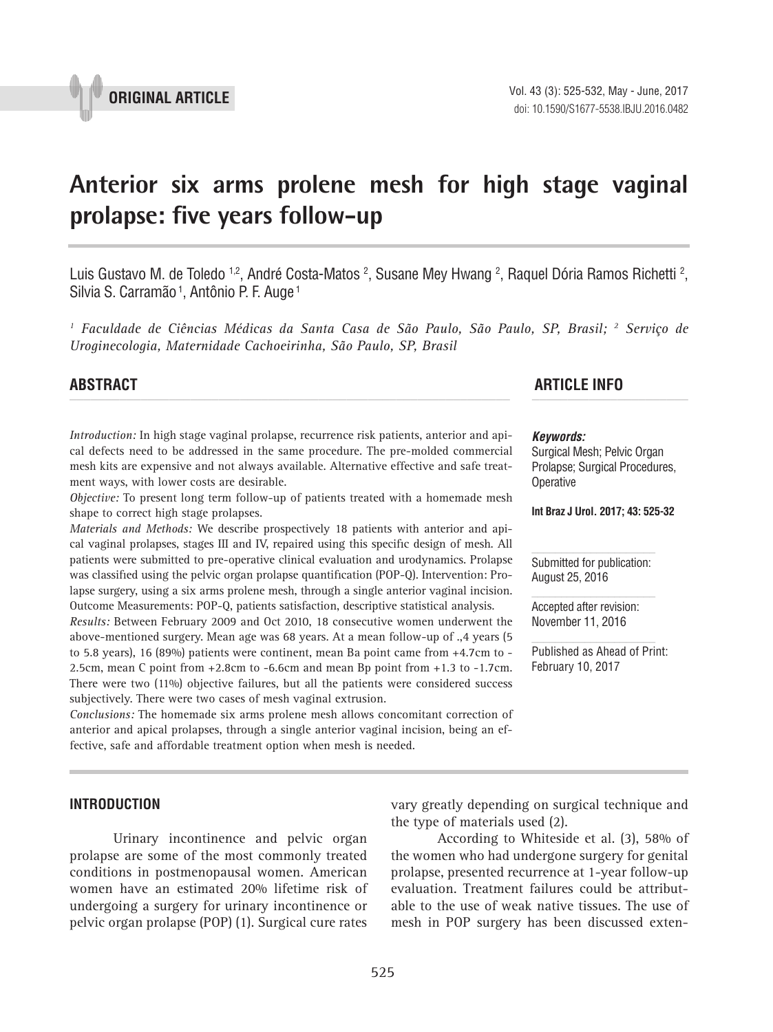ORIGINAL ARTICLE

# Anterior six arms prolene mesh for high stage vaginal prolapse: five years follow-up

Luis Gustavo M. de Toledo [1,2], André Costa-Matos [2], Susane Mey Hwang [2], Raquel Dória Ramos Richetti [2], Silvia S. Carramão [1], Antônio P. F. Auge [1]

*[1] Faculdade de Ciências Médicas da Santa Casa de São Paulo, São Paulo, SP, Brasil; [2] Serviço de Uroginecologia, Maternidade Cachoeirinha, São Paulo, SP, Brasil*

## ABSTRACT

*Introduction:* In high stage vaginal prolapse, recurrence risk patients, anterior and apical defects need to be addressed in the same procedure. The pre-molded commercial mesh kits are expensive and not always available. Alternative effective and safe treatment ways, with lower costs are desirable.

*Objective:* To present long term follow-up of patients treated with a homemade mesh shape to correct high stage prolapses.

*Materials and Methods:* We describe prospectively 18 patients with anterior and apical vaginal prolapses, stages III and IV, repaired using this specific design of mesh. All patients were submitted to pre-operative clinical evaluation and urodynamics. Prolapse was classified using the pelvic organ prolapse quantification (POP-Q). Intervention: Prolapse surgery, using a six arms prolene mesh, through a single anterior vaginal incision. Outcome Measurements: POP-Q, patients satisfaction, descriptive statistical analysis.

*Results:* Between February 2009 and Oct 2010, 18 consecutive women underwent the above-mentioned surgery. Mean age was 68 years. At a mean follow-up of .,4 years (5 to 5.8 years), 16 (89%) patients were continent, mean Ba point came from +4.7cm to -2.5cm, mean C point from +2.8cm to -6.6cm and mean Bp point from +1.3 to -1.7cm. There were two (11%) objective failures, but all the patients were considered success subjectively. There were two cases of mesh vaginal extrusion.

*Conclusions:* The homemade six arms prolene mesh allows concomitant correction of anterior and apical prolapses, through a single anterior vaginal incision, being an effective, safe and affordable treatment option when mesh is needed.

## ARTICLE INFO

***Keywords:***
Surgical Mesh; Pelvic Organ Prolapse; Surgical Procedures, Operative

**Int Braz J Urol. 2017; 43: 525-32**

Submitted for publication:
August 25, 2016

Accepted after revision:
November 11, 2016

Published as Ahead of Print:
February 10, 2017

## INTRODUCTION

Urinary incontinence and pelvic organ prolapse are some of the most commonly treated conditions in postmenopausal women. American women have an estimated 20% lifetime risk of undergoing a surgery for urinary incontinence or pelvic organ prolapse (POP) (1). Surgical cure rates vary greatly depending on surgical technique and the type of materials used (2).

According to Whiteside et al. (3), 58% of the women who had undergone surgery for genital prolapse, presented recurrence at 1-year follow-up evaluation. Treatment failures could be attributable to the use of weak native tissues. The use of mesh in POP surgery has been discussed exten-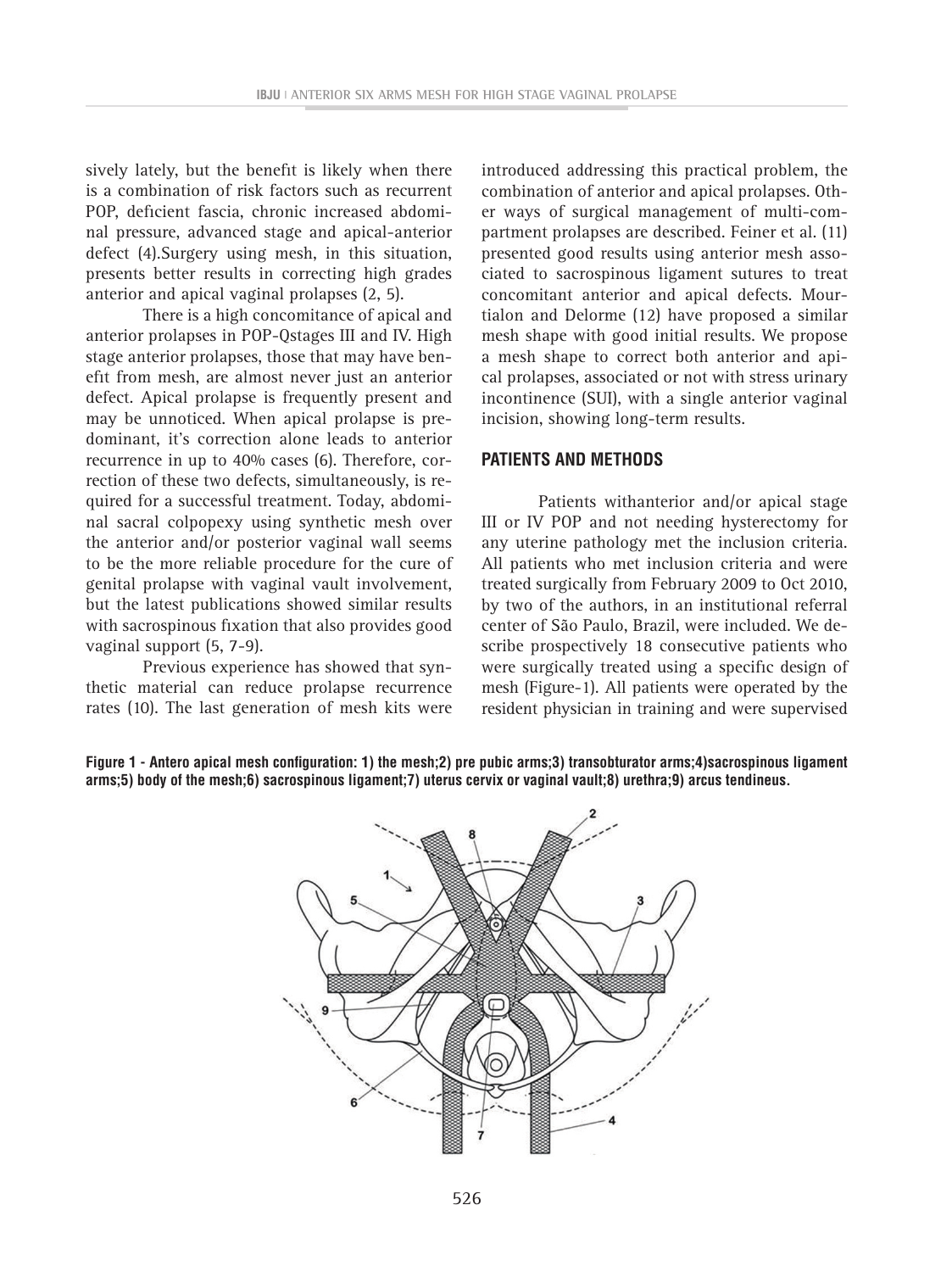sively lately, but the benefit is likely when there is a combination of risk factors such as recurrent POP, deficient fascia, chronic increased abdominal pressure, advanced stage and apical-anterior defect (4).Surgery using mesh, in this situation, presents better results in correcting high grades anterior and apical vaginal prolapses (2, 5).

There is a high concomitance of apical and anterior prolapses in POP-Qstages III and IV. High stage anterior prolapses, those that may have benefit from mesh, are almost never just an anterior defect. Apical prolapse is frequently present and may be unnoticed. When apical prolapse is predominant, it's correction alone leads to anterior recurrence in up to 40% cases (6). Therefore, correction of these two defects, simultaneously, is required for a successful treatment. Today, abdominal sacral colpopexy using synthetic mesh over the anterior and/or posterior vaginal wall seems to be the more reliable procedure for the cure of genital prolapse with vaginal vault involvement, but the latest publications showed similar results with sacrospinous fixation that also provides good vaginal support (5, 7-9).

Previous experience has showed that synthetic material can reduce prolapse recurrence rates (10). The last generation of mesh kits were introduced addressing this practical problem, the combination of anterior and apical prolapses. Other ways of surgical management of multi-compartment prolapses are described. Feiner et al. (11) presented good results using anterior mesh associated to sacrospinous ligament sutures to treat concomitant anterior and apical defects. Mourtialon and Delorme (12) have proposed a similar mesh shape with good initial results. We propose a mesh shape to correct both anterior and apical prolapses, associated or not with stress urinary incontinence (SUI), with a single anterior vaginal incision, showing long-term results.

## PATIENTS AND METHODS

Patients withanterior and/or apical stage III or IV POP and not needing hysterectomy for any uterine pathology met the inclusion criteria. All patients who met inclusion criteria and were treated surgically from February 2009 to Oct 2010, by two of the authors, in an institutional referral center of São Paulo, Brazil, were included. We describe prospectively 18 consecutive patients who were surgically treated using a specific design of mesh (Figure-1). All patients were operated by the resident physician in training and were supervised

**Figure 1 - Antero apical mesh configuration: 1) the mesh;2) pre pubic arms;3) transobturator arms;4)sacrospinous ligament arms;5) body of the mesh;6) sacrospinous ligament;7) uterus cervix or vaginal vault;8) urethra;9) arcus tendineus.**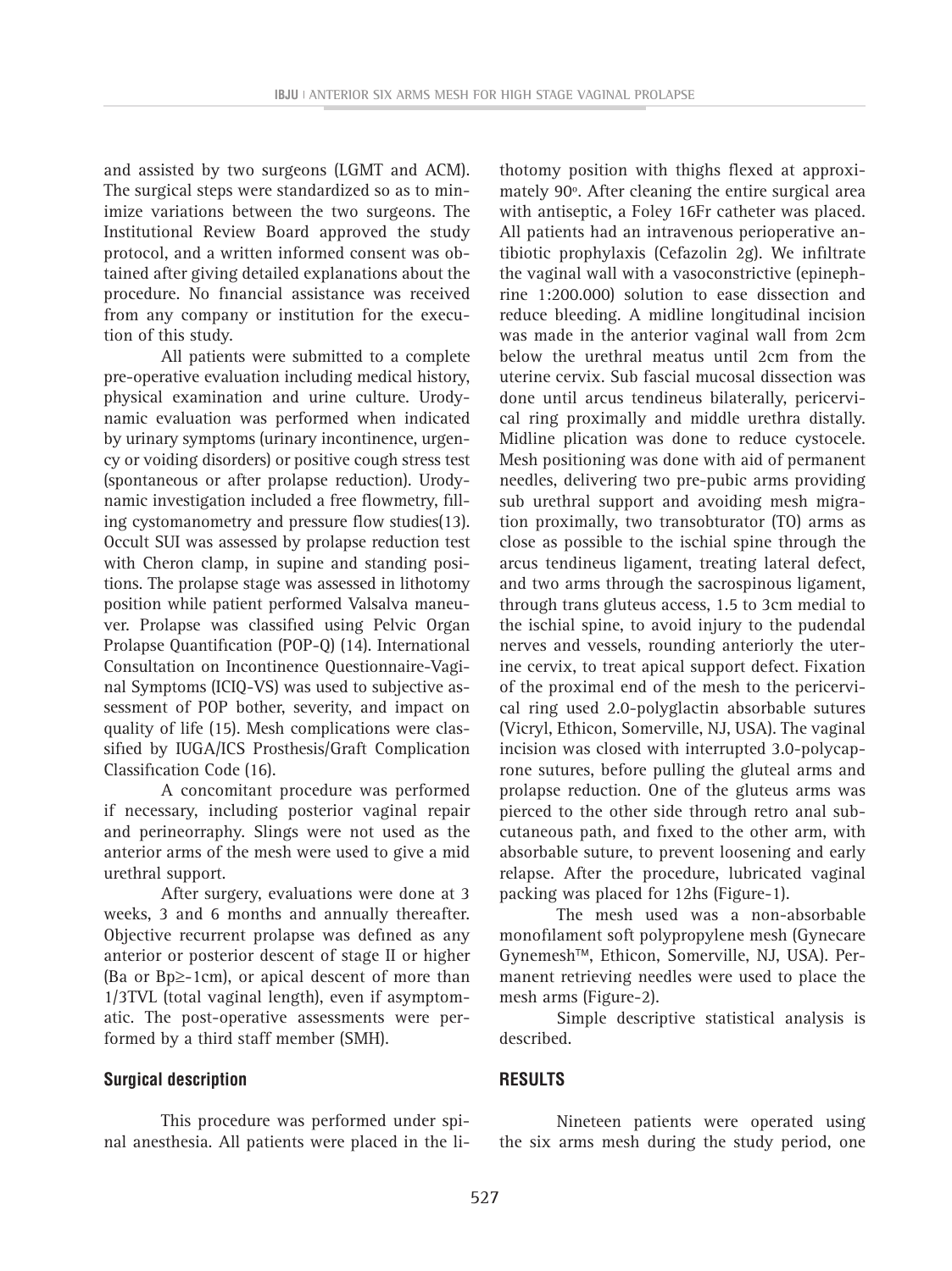and assisted by two surgeons (LGMT and ACM). The surgical steps were standardized so as to minimize variations between the two surgeons. The Institutional Review Board approved the study protocol, and a written informed consent was obtained after giving detailed explanations about the procedure. No financial assistance was received from any company or institution for the execution of this study.

All patients were submitted to a complete pre-operative evaluation including medical history, physical examination and urine culture. Urodynamic evaluation was performed when indicated by urinary symptoms (urinary incontinence, urgency or voiding disorders) or positive cough stress test (spontaneous or after prolapse reduction). Urodynamic investigation included a free flowmetry, filling cystomanometry and pressure flow studies(13). Occult SUI was assessed by prolapse reduction test with Cheron clamp, in supine and standing positions. The prolapse stage was assessed in lithotomy position while patient performed Valsalva maneuver. Prolapse was classified using Pelvic Organ Prolapse Quantification (POP-Q) (14). International Consultation on Incontinence Questionnaire-Vaginal Symptoms (ICIQ-VS) was used to subjective assessment of POP bother, severity, and impact on quality of life (15). Mesh complications were classified by IUGA/ICS Prosthesis/Graft Complication Classification Code (16).

A concomitant procedure was performed if necessary, including posterior vaginal repair and perineorraphy. Slings were not used as the anterior arms of the mesh were used to give a mid urethral support.

After surgery, evaluations were done at 3 weeks, 3 and 6 months and annually thereafter. Objective recurrent prolapse was defined as any anterior or posterior descent of stage II or higher (Ba or Bp≥-1cm), or apical descent of more than 1/3TVL (total vaginal length), even if asymptomatic. The post-operative assessments were performed by a third staff member (SMH).

### Surgical description

This procedure was performed under spinal anesthesia. All patients were placed in the lithotomy position with thighs flexed at approximately 90º. After cleaning the entire surgical area with antiseptic, a Foley 16Fr catheter was placed. All patients had an intravenous perioperative antibiotic prophylaxis (Cefazolin 2g). We infiltrate the vaginal wall with a vasoconstrictive (epinephrine 1:200.000) solution to ease dissection and reduce bleeding. A midline longitudinal incision was made in the anterior vaginal wall from 2cm below the urethral meatus until 2cm from the uterine cervix. Sub fascial mucosal dissection was done until arcus tendineus bilaterally, pericervical ring proximally and middle urethra distally. Midline plication was done to reduce cystocele. Mesh positioning was done with aid of permanent needles, delivering two pre-pubic arms providing sub urethral support and avoiding mesh migration proximally, two transobturator (TO) arms as close as possible to the ischial spine through the arcus tendineus ligament, treating lateral defect, and two arms through the sacrospinous ligament, through trans gluteus access, 1.5 to 3cm medial to the ischial spine, to avoid injury to the pudendal nerves and vessels, rounding anteriorly the uterine cervix, to treat apical support defect. Fixation of the proximal end of the mesh to the pericervical ring used 2.0-polyglactin absorbable sutures (Vicryl, Ethicon, Somerville, NJ, USA). The vaginal incision was closed with interrupted 3.0-polycaprone sutures, before pulling the gluteal arms and prolapse reduction. One of the gluteus arms was pierced to the other side through retro anal subcutaneous path, and fixed to the other arm, with absorbable suture, to prevent loosening and early relapse. After the procedure, lubricated vaginal packing was placed for 12hs (Figure-1).

The mesh used was a non-absorbable monofilament soft polypropylene mesh (Gynecare Gynemesh™, Ethicon, Somerville, NJ, USA). Permanent retrieving needles were used to place the mesh arms (Figure-2).

Simple descriptive statistical analysis is described.

## RESULTS

Nineteen patients were operated using the six arms mesh during the study period, one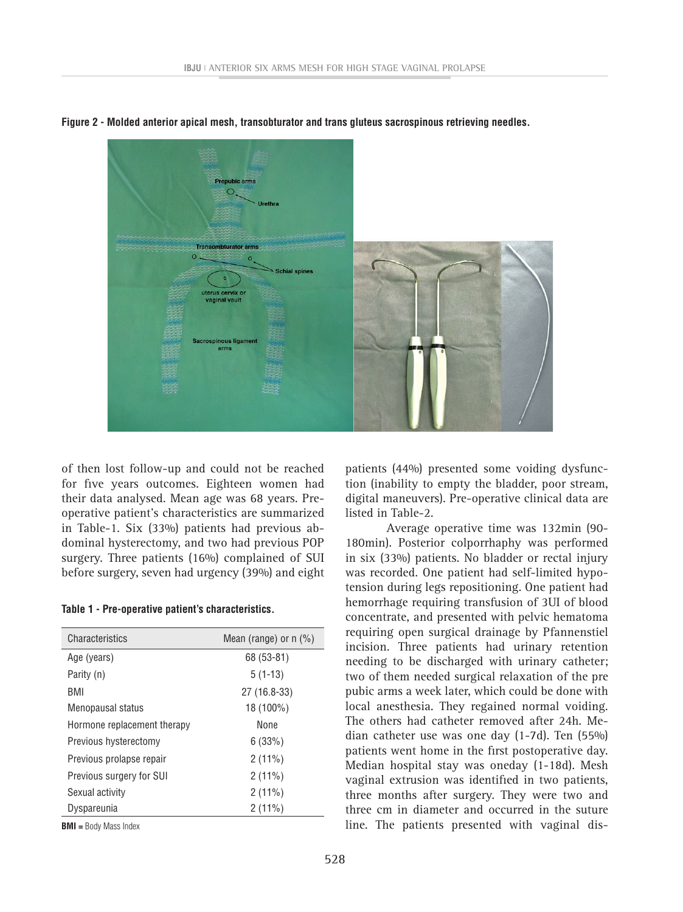**Figure 2 - Molded anterior apical mesh, transobturator and trans gluteus sacrospinous retrieving needles.**

of then lost follow-up and could not be reached for five years outcomes. Eighteen women had their data analysed. Mean age was 68 years. Pre-operative patient's characteristics are summarized in Table-1. Six (33%) patients had previous abdominal hysterectomy, and two had previous POP surgery. Three patients (16%) complained of SUI before surgery, seven had urgency (39%) and eight patients (44%) presented some voiding dysfunction (inability to empty the bladder, poor stream, digital maneuvers). Pre-operative clinical data are listed in Table-2.

**Table 1 - Pre-operative patient's characteristics.**

| Characteristics | Mean (range) or n (%) |
|---|---|
| Age (years) | 68 (53-81) |
| Parity (n) | 5 (1-13) |
| BMI | 27 (16.8-33) |
| Menopausal status | 18 (100%) |
| Hormone replacement therapy | None |
| Previous hysterectomy | 6 (33%) |
| Previous prolapse repair | 2 (11%) |
| Previous surgery for SUI | 2 (11%) |
| Sexual activity | 2 (11%) |
| Dyspareunia | 2 (11%) |

**BMI =** Body Mass Index

Average operative time was 132min (90-180min). Posterior colporrhaphy was performed in six (33%) patients. No bladder or rectal injury was recorded. One patient had self-limited hypotension during legs repositioning. One patient had hemorrhage requiring transfusion of 3UI of blood concentrate, and presented with pelvic hematoma requiring open surgical drainage by Pfannenstiel incision. Three patients had urinary retention needing to be discharged with urinary catheter; two of them needed surgical relaxation of the pre pubic arms a week later, which could be done with local anesthesia. They regained normal voiding. The others had catheter removed after 24h. Median catheter use was one day (1-7d). Ten (55%) patients went home in the first postoperative day. Median hospital stay was oneday (1-18d). Mesh vaginal extrusion was identified in two patients, three months after surgery. They were two and three cm in diameter and occurred in the suture line. The patients presented with vaginal dis-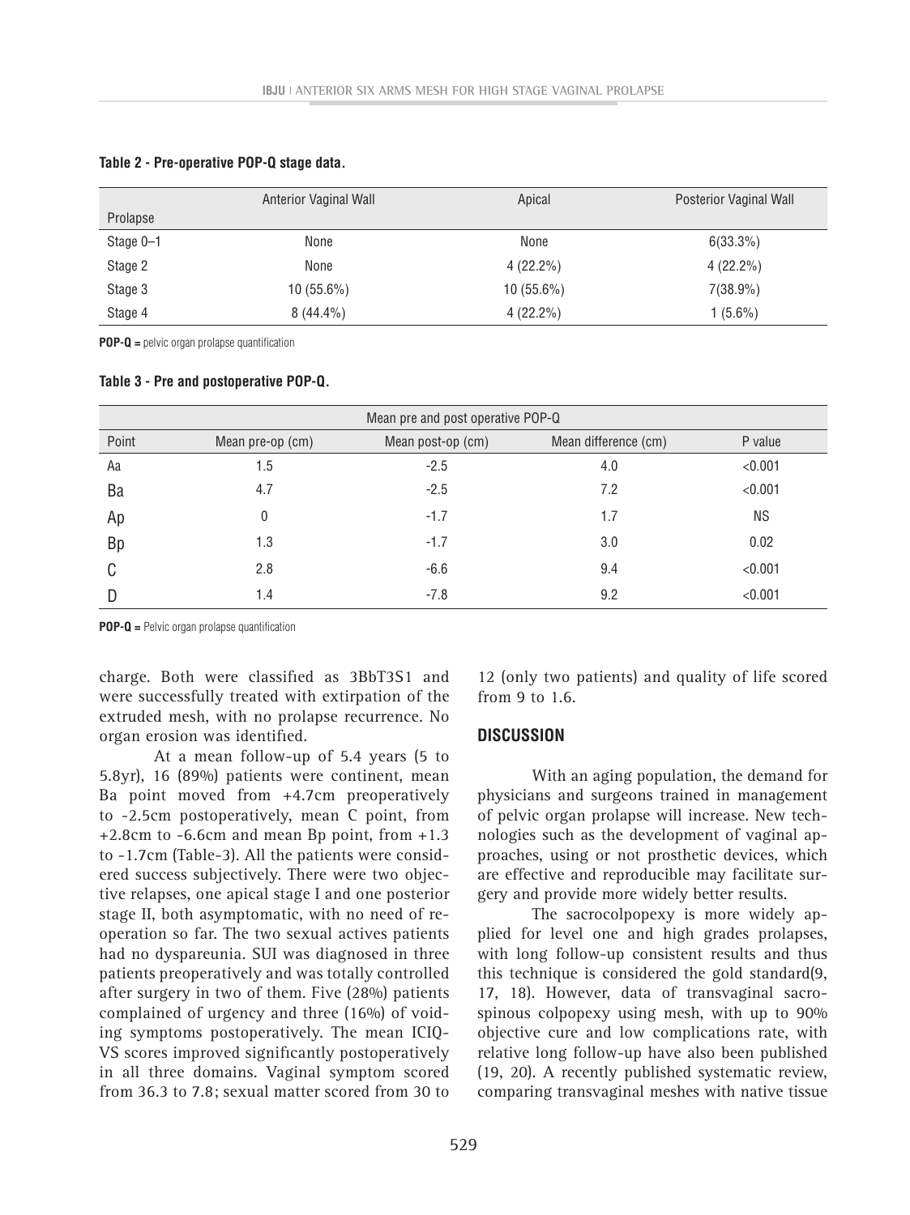**Table 2 - Pre-operative POP-Q stage data.**

| Prolapse | Anterior Vaginal Wall | Apical | Posterior Vaginal Wall |
|---|---|---|---|
| Stage 0–1 | None | None | 6(33.3%) |
| Stage 2 | None | 4 (22.2%) | 4 (22.2%) |
| Stage 3 | 10 (55.6%) | 10 (55.6%) | 7(38.9%) |
| Stage 4 | 8 (44.4%) | 4 (22.2%) | 1 (5.6%) |

**POP-Q =** pelvic organ prolapse quantification

**Table 3 - Pre and postoperative POP-Q.**

| Mean pre and post operative POP-Q | | | | |
|---|---|---|---|---|
| Point | Mean pre-op (cm) | Mean post-op (cm) | Mean difference (cm) | P value |
| Aa | 1.5 | -2.5 | 4.0 | <0.001 |
| Ba | 4.7 | -2.5 | 7.2 | <0.001 |
| Ap | 0 | -1.7 | 1.7 | NS |
| Bp | 1.3 | -1.7 | 3.0 | 0.02 |
| C | 2.8 | -6.6 | 9.4 | <0.001 |
| D | 1.4 | -7.8 | 9.2 | <0.001 |

**POP-Q =** Pelvic organ prolapse quantification

charge. Both were classified as 3BbT3S1 and were successfully treated with extirpation of the extruded mesh, with no prolapse recurrence. No organ erosion was identified.

At a mean follow-up of 5.4 years (5 to 5.8yr), 16 (89%) patients were continent, mean Ba point moved from +4.7cm preoperatively to -2.5cm postoperatively, mean C point, from +2.8cm to -6.6cm and mean Bp point, from +1.3 to -1.7cm (Table-3). All the patients were considered success subjectively. There were two objective relapses, one apical stage I and one posterior stage II, both asymptomatic, with no need of reoperation so far. The two sexual actives patients had no dyspareunia. SUI was diagnosed in three patients preoperatively and was totally controlled after surgery in two of them. Five (28%) patients complained of urgency and three (16%) of voiding symptoms postoperatively. The mean ICIQ-VS scores improved significantly postoperatively in all three domains. Vaginal symptom scored from 36.3 to 7.8; sexual matter scored from 30 to 12 (only two patients) and quality of life scored from 9 to 1.6.

## DISCUSSION

With an aging population, the demand for physicians and surgeons trained in management of pelvic organ prolapse will increase. New technologies such as the development of vaginal approaches, using or not prosthetic devices, which are effective and reproducible may facilitate surgery and provide more widely better results.

The sacrocolpopexy is more widely applied for level one and high grades prolapses, with long follow-up consistent results and thus this technique is considered the gold standard(9, 17, 18). However, data of transvaginal sacrospinous colpopexy using mesh, with up to 90% objective cure and low complications rate, with relative long follow-up have also been published (19, 20). A recently published systematic review, comparing transvaginal meshes with native tissue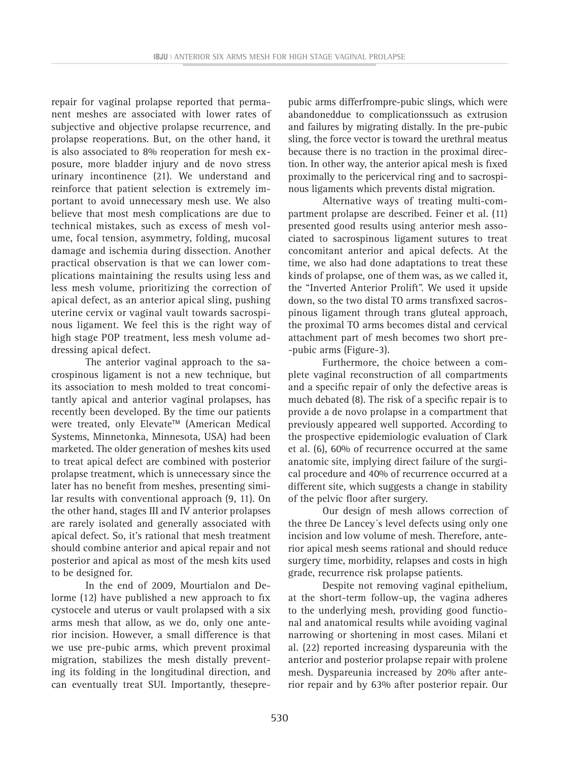repair for vaginal prolapse reported that permanent meshes are associated with lower rates of subjective and objective prolapse recurrence, and prolapse reoperations. But, on the other hand, it is also associated to 8% reoperation for mesh exposure, more bladder injury and de novo stress urinary incontinence (21). We understand and reinforce that patient selection is extremely important to avoid unnecessary mesh use. We also believe that most mesh complications are due to technical mistakes, such as excess of mesh volume, focal tension, asymmetry, folding, mucosal damage and ischemia during dissection. Another practical observation is that we can lower complications maintaining the results using less and less mesh volume, prioritizing the correction of apical defect, as an anterior apical sling, pushing uterine cervix or vaginal vault towards sacrospinous ligament. We feel this is the right way of high stage POP treatment, less mesh volume addressing apical defect.

The anterior vaginal approach to the sacrospinous ligament is not a new technique, but its association to mesh molded to treat concomitantly apical and anterior vaginal prolapses, has recently been developed. By the time our patients were treated, only Elevate™ (American Medical Systems, Minnetonka, Minnesota, USA) had been marketed. The older generation of meshes kits used to treat apical defect are combined with posterior prolapse treatment, which is unnecessary since the later has no benefit from meshes, presenting similar results with conventional approach (9, 11). On the other hand, stages III and IV anterior prolapses are rarely isolated and generally associated with apical defect. So, it's rational that mesh treatment should combine anterior and apical repair and not posterior and apical as most of the mesh kits used to be designed for.

In the end of 2009, Mourtialon and Delorme (12) have published a new approach to fix cystocele and uterus or vault prolapsed with a six arms mesh that allow, as we do, only one anterior incision. However, a small difference is that we use pre-pubic arms, which prevent proximal migration, stabilizes the mesh distally preventing its folding in the longitudinal direction, and can eventually treat SUI. Importantly, thesepre-pubic arms differfrompre-pubic slings, which were abandoneddue to complicationssuch as extrusion and failures by migrating distally. In the pre-pubic sling, the force vector is toward the urethral meatus because there is no traction in the proximal direction. In other way, the anterior apical mesh is fixed proximally to the pericervical ring and to sacrospinous ligaments which prevents distal migration.

Alternative ways of treating multi-compartment prolapse are described. Feiner et al. (11) presented good results using anterior mesh associated to sacrospinous ligament sutures to treat concomitant anterior and apical defects. At the time, we also had done adaptations to treat these kinds of prolapse, one of them was, as we called it, the "Inverted Anterior Prolift". We used it upside down, so the two distal TO arms transfixed sacrospinous ligament through trans gluteal approach, the proximal TO arms becomes distal and cervical attachment part of mesh becomes two short pre-pubic arms (Figure-3).

Furthermore, the choice between a complete vaginal reconstruction of all compartments and a specific repair of only the defective areas is much debated (8). The risk of a specific repair is to provide a de novo prolapse in a compartment that previously appeared well supported. According to the prospective epidemiologic evaluation of Clark et al. (6), 60% of recurrence occurred at the same anatomic site, implying direct failure of the surgical procedure and 40% of recurrence occurred at a different site, which suggests a change in stability of the pelvic floor after surgery.

Our design of mesh allows correction of the three De Lancey´s level defects using only one incision and low volume of mesh. Therefore, anterior apical mesh seems rational and should reduce surgery time, morbidity, relapses and costs in high grade, recurrence risk prolapse patients.

Despite not removing vaginal epithelium, at the short-term follow-up, the vagina adheres to the underlying mesh, providing good functional and anatomical results while avoiding vaginal narrowing or shortening in most cases. Milani et al. (22) reported increasing dyspareunia with the anterior and posterior prolapse repair with prolene mesh. Dyspareunia increased by 20% after anterior repair and by 63% after posterior repair. Our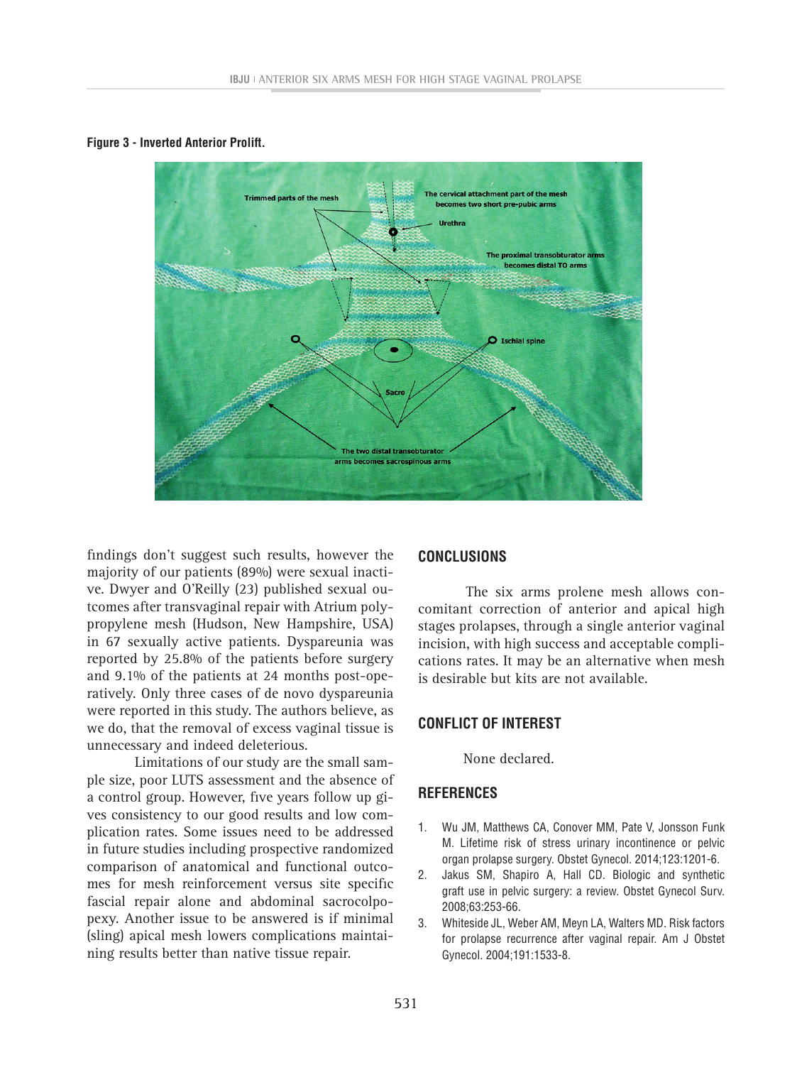**Figure 3 - Inverted Anterior Prolift.**

findings don't suggest such results, however the majority of our patients (89%) were sexual inactive. Dwyer and O'Reilly (23) published sexual outcomes after transvaginal repair with Atrium polypropylene mesh (Hudson, New Hampshire, USA) in 67 sexually active patients. Dyspareunia was reported by 25.8% of the patients before surgery and 9.1% of the patients at 24 months post-operatively. Only three cases of de novo dyspareunia were reported in this study. The authors believe, as we do, that the removal of excess vaginal tissue is unnecessary and indeed deleterious.

Limitations of our study are the small sample size, poor LUTS assessment and the absence of a control group. However, five years follow up gives consistency to our good results and low complication rates. Some issues need to be addressed in future studies including prospective randomized comparison of anatomical and functional outcomes for mesh reinforcement versus site specific fascial repair alone and abdominal sacrocolpopexy. Another issue to be answered is if minimal (sling) apical mesh lowers complications maintaining results better than native tissue repair.

## CONCLUSIONS

The six arms prolene mesh allows concomitant correction of anterior and apical high stages prolapses, through a single anterior vaginal incision, with high success and acceptable complications rates. It may be an alternative when mesh is desirable but kits are not available.

## CONFLICT OF INTEREST

None declared.

## REFERENCES

1. Wu JM, Matthews CA, Conover MM, Pate V, Jonsson Funk M. Lifetime risk of stress urinary incontinence or pelvic organ prolapse surgery. Obstet Gynecol. 2014;123:1201-6.
2. Jakus SM, Shapiro A, Hall CD. Biologic and synthetic graft use in pelvic surgery: a review. Obstet Gynecol Surv. 2008;63:253-66.
3. Whiteside JL, Weber AM, Meyn LA, Walters MD. Risk factors for prolapse recurrence after vaginal repair. Am J Obstet Gynecol. 2004;191:1533-8.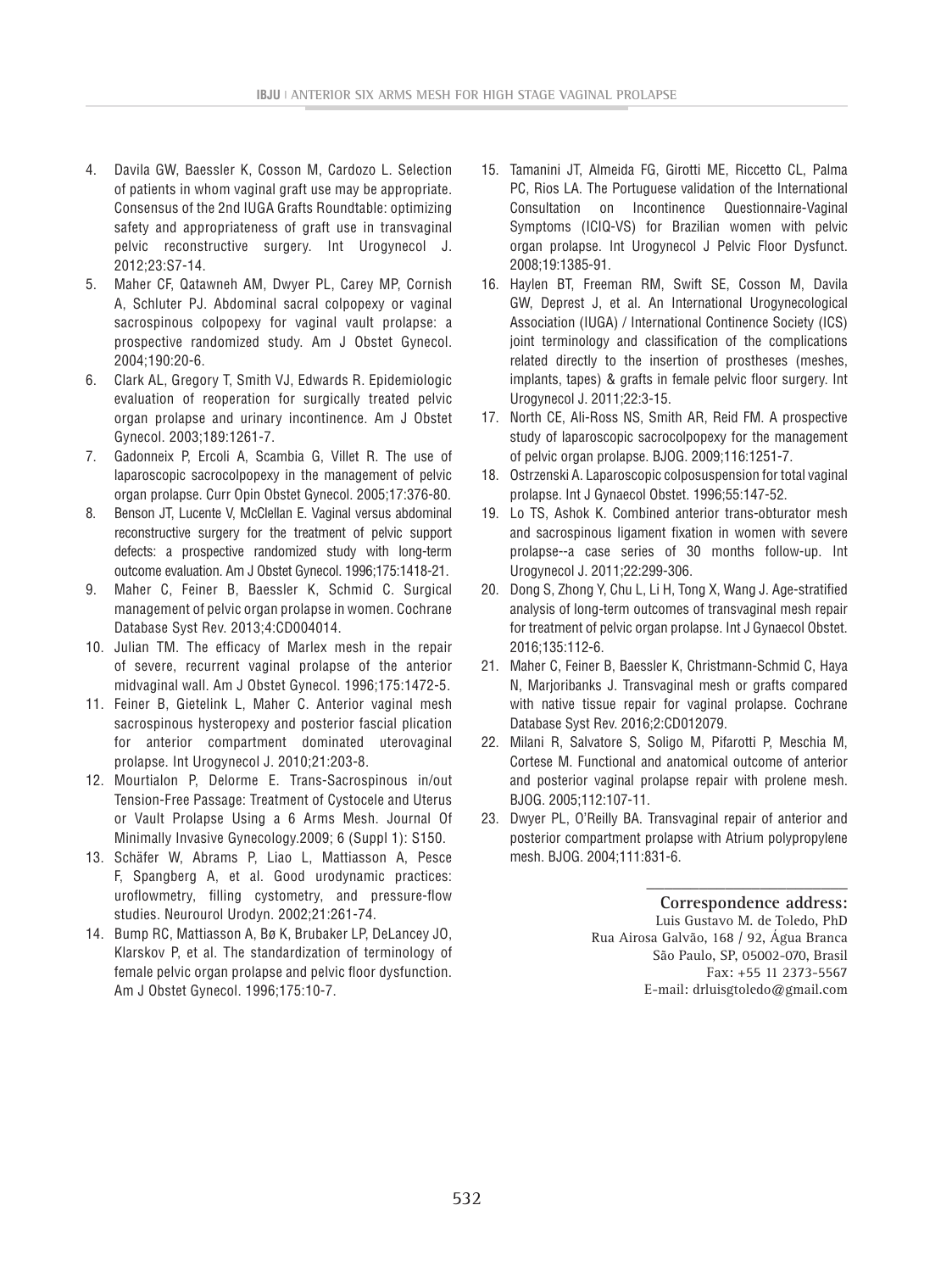4. Davila GW, Baessler K, Cosson M, Cardozo L. Selection of patients in whom vaginal graft use may be appropriate. Consensus of the 2nd IUGA Grafts Roundtable: optimizing safety and appropriateness of graft use in transvaginal pelvic reconstructive surgery. Int Urogynecol J. 2012;23:S7-14.
5. Maher CF, Qatawneh AM, Dwyer PL, Carey MP, Cornish A, Schluter PJ. Abdominal sacral colpopexy or vaginal sacrospinous colpopexy for vaginal vault prolapse: a prospective randomized study. Am J Obstet Gynecol. 2004;190:20-6.
6. Clark AL, Gregory T, Smith VJ, Edwards R. Epidemiologic evaluation of reoperation for surgically treated pelvic organ prolapse and urinary incontinence. Am J Obstet Gynecol. 2003;189:1261-7.
7. Gadonneix P, Ercoli A, Scambia G, Villet R. The use of laparoscopic sacrocolpopexy in the management of pelvic organ prolapse. Curr Opin Obstet Gynecol. 2005;17:376-80.
8. Benson JT, Lucente V, McClellan E. Vaginal versus abdominal reconstructive surgery for the treatment of pelvic support defects: a prospective randomized study with long-term outcome evaluation. Am J Obstet Gynecol. 1996;175:1418-21.
9. Maher C, Feiner B, Baessler K, Schmid C. Surgical management of pelvic organ prolapse in women. Cochrane Database Syst Rev. 2013;4:CD004014.
10. Julian TM. The efficacy of Marlex mesh in the repair of severe, recurrent vaginal prolapse of the anterior midvaginal wall. Am J Obstet Gynecol. 1996;175:1472-5.
11. Feiner B, Gietelink L, Maher C. Anterior vaginal mesh sacrospinous hysteropexy and posterior fascial plication for anterior compartment dominated uterovaginal prolapse. Int Urogynecol J. 2010;21:203-8.
12. Mourtialon P, Delorme E. Trans-Sacrospinous in/out Tension-Free Passage: Treatment of Cystocele and Uterus or Vault Prolapse Using a 6 Arms Mesh. Journal Of Minimally Invasive Gynecology.2009; 6 (Suppl 1): S150.
13. Schäfer W, Abrams P, Liao L, Mattiasson A, Pesce F, Spangberg A, et al. Good urodynamic practices: uroflowmetry, filling cystometry, and pressure-flow studies. Neurourol Urodyn. 2002;21:261-74.
14. Bump RC, Mattiasson A, Bø K, Brubaker LP, DeLancey JO, Klarskov P, et al. The standardization of terminology of female pelvic organ prolapse and pelvic floor dysfunction. Am J Obstet Gynecol. 1996;175:10-7.
15. Tamanini JT, Almeida FG, Girotti ME, Riccetto CL, Palma PC, Rios LA. The Portuguese validation of the International Consultation on Incontinence Questionnaire-Vaginal Symptoms (ICIQ-VS) for Brazilian women with pelvic organ prolapse. Int Urogynecol J Pelvic Floor Dysfunct. 2008;19:1385-91.
16. Haylen BT, Freeman RM, Swift SE, Cosson M, Davila GW, Deprest J, et al. An International Urogynecological Association (IUGA) / International Continence Society (ICS) joint terminology and classification of the complications related directly to the insertion of prostheses (meshes, implants, tapes) & grafts in female pelvic floor surgery. Int Urogynecol J. 2011;22:3-15.
17. North CE, Ali-Ross NS, Smith AR, Reid FM. A prospective study of laparoscopic sacrocolpopexy for the management of pelvic organ prolapse. BJOG. 2009;116:1251-7.
18. Ostrzenski A. Laparoscopic colposuspension for total vaginal prolapse. Int J Gynaecol Obstet. 1996;55:147-52.
19. Lo TS, Ashok K. Combined anterior trans-obturator mesh and sacrospinous ligament fixation in women with severe prolapse--a case series of 30 months follow-up. Int Urogynecol J. 2011;22:299-306.
20. Dong S, Zhong Y, Chu L, Li H, Tong X, Wang J. Age-stratified analysis of long-term outcomes of transvaginal mesh repair for treatment of pelvic organ prolapse. Int J Gynaecol Obstet. 2016;135:112-6.
21. Maher C, Feiner B, Baessler K, Christmann-Schmid C, Haya N, Marjoribanks J. Transvaginal mesh or grafts compared with native tissue repair for vaginal prolapse. Cochrane Database Syst Rev. 2016;2:CD012079.
22. Milani R, Salvatore S, Soligo M, Pifarotti P, Meschia M, Cortese M. Functional and anatomical outcome of anterior and posterior vaginal prolapse repair with prolene mesh. BJOG. 2005;112:107-11.
23. Dwyer PL, O'Reilly BA. Transvaginal repair of anterior and posterior compartment prolapse with Atrium polypropylene mesh. BJOG. 2004;111:831-6.

**Correspondence address:**
Luis Gustavo M. de Toledo, PhD
Rua Airosa Galvão, 168 / 92, Água Branca
São Paulo, SP, 05002-070, Brasil
Fax: +55 11 2373-5567
E-mail: drluisgtoledo@gmail.com